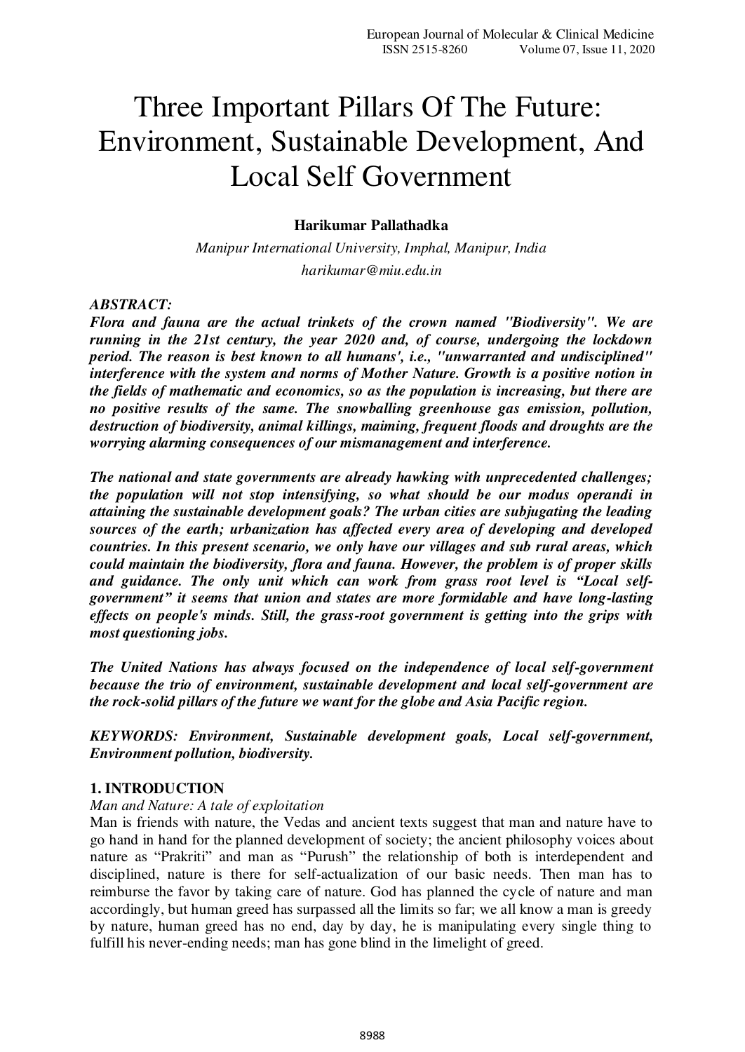# Three Important Pillars Of The Future: Environment, Sustainable Development, And Local Self Government

**Harikumar Pallathadka**

*Manipur International University, Imphal, Manipur, India*

*harikumar@miu.edu.in*

***ABSTRACT:***

***Flora and fauna are the actual trinkets of the crown named "Biodiversity". We are running in the 21st century, the year 2020 and, of course, undergoing the lockdown period. The reason is best known to all humans', i.e., "unwarranted and undisciplined" interference with the system and norms of Mother Nature. Growth is a positive notion in the fields of mathematic and economics, so as the population is increasing, but there are no positive results of the same. The snowballing greenhouse gas emission, pollution, destruction of biodiversity, animal killings, maiming, frequent floods and droughts are the worrying alarming consequences of our mismanagement and interference.***

***The national and state governments are already hawking with unprecedented challenges; the population will not stop intensifying, so what should be our modus operandi in attaining the sustainable development goals? The urban cities are subjugating the leading sources of the earth; urbanization has affected every area of developing and developed countries. In this present scenario, we only have our villages and sub rural areas, which could maintain the biodiversity, flora and fauna. However, the problem is of proper skills and guidance. The only unit which can work from grass root level is "Local self-government" it seems that union and states are more formidable and have long-lasting effects on people's minds. Still, the grass-root government is getting into the grips with most questioning jobs.***

***The United Nations has always focused on the independence of local self-government because the trio of environment, sustainable development and local self-government are the rock-solid pillars of the future we want for the globe and Asia Pacific region.***

***KEYWORDS: Environment, Sustainable development goals, Local self-government, Environment pollution, biodiversity.***

## 1. INTRODUCTION

*Man and Nature: A tale of exploitation*

Man is friends with nature, the Vedas and ancient texts suggest that man and nature have to go hand in hand for the planned development of society; the ancient philosophy voices about nature as "Prakriti" and man as "Purush" the relationship of both is interdependent and disciplined, nature is there for self-actualization of our basic needs. Then man has to reimburse the favor by taking care of nature. God has planned the cycle of nature and man accordingly, but human greed has surpassed all the limits so far; we all know a man is greedy by nature, human greed has no end, day by day, he is manipulating every single thing to fulfill his never-ending needs; man has gone blind in the limelight of greed.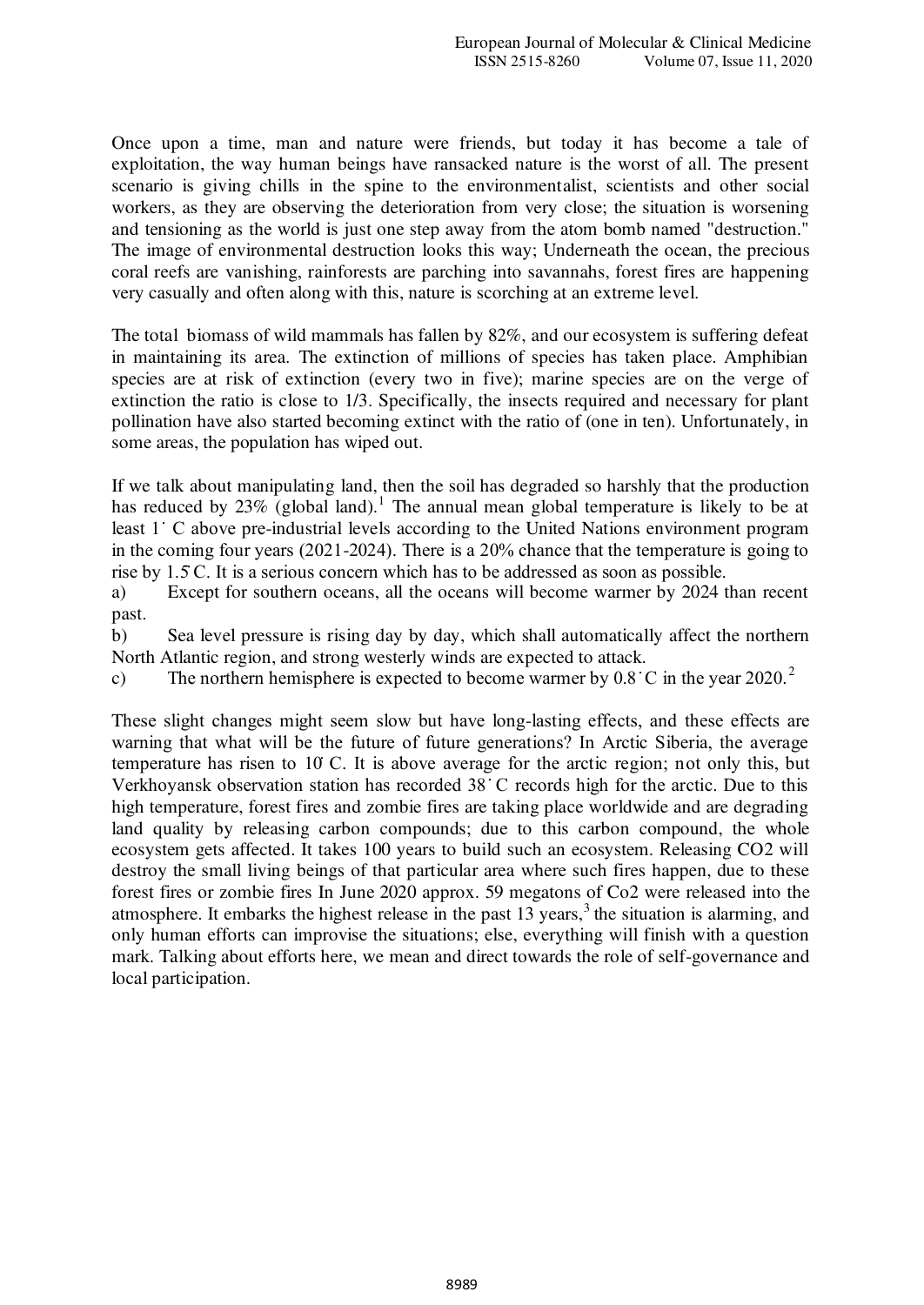Once upon a time, man and nature were friends, but today it has become a tale of exploitation, the way human beings have ransacked nature is the worst of all. The present scenario is giving chills in the spine to the environmentalist, scientists and other social workers, as they are observing the deterioration from very close; the situation is worsening and tensioning as the world is just one step away from the atom bomb named "destruction." The image of environmental destruction looks this way; Underneath the ocean, the precious coral reefs are vanishing, rainforests are parching into savannahs, forest fires are happening very casually and often along with this, nature is scorching at an extreme level.

The total biomass of wild mammals has fallen by 82%, and our ecosystem is suffering defeat in maintaining its area. The extinction of millions of species has taken place. Amphibian species are at risk of extinction (every two in five); marine species are on the verge of extinction the ratio is close to 1/3. Specifically, the insects required and necessary for plant pollination have also started becoming extinct with the ratio of (one in ten). Unfortunately, in some areas, the population has wiped out.

If we talk about manipulating land, then the soil has degraded so harshly that the production has reduced by 23% (global land).[1] The annual mean global temperature is likely to be at least 1˙ C above pre-industrial levels according to the United Nations environment program in the coming four years (2021-2024). There is a 20% chance that the temperature is going to rise by 1.5̊ C. It is a serious concern which has to be addressed as soon as possible.

a) Except for southern oceans, all the oceans will become warmer by 2024 than recent past.

b) Sea level pressure is rising day by day, which shall automatically affect the northern North Atlantic region, and strong westerly winds are expected to attack.

c) The northern hemisphere is expected to become warmer by 0.8˙C in the year 2020.[2]

These slight changes might seem slow but have long-lasting effects, and these effects are warning that what will be the future of future generations? In Arctic Siberia, the average temperature has risen to 10̊ C. It is above average for the arctic region; not only this, but Verkhoyansk observation station has recorded 38˙ C records high for the arctic. Due to this high temperature, forest fires and zombie fires are taking place worldwide and are degrading land quality by releasing carbon compounds; due to this carbon compound, the whole ecosystem gets affected. It takes 100 years to build such an ecosystem. Releasing $CO_2$ will destroy the small living beings of that particular area where such fires happen, due to these forest fires or zombie fires In June 2020 approx. 59 megatons of $Co_2$ were released into the atmosphere. It embarks the highest release in the past 13 years,[3] the situation is alarming, and only human efforts can improvise the situations; else, everything will finish with a question mark. Talking about efforts here, we mean and direct towards the role of self-governance and local participation.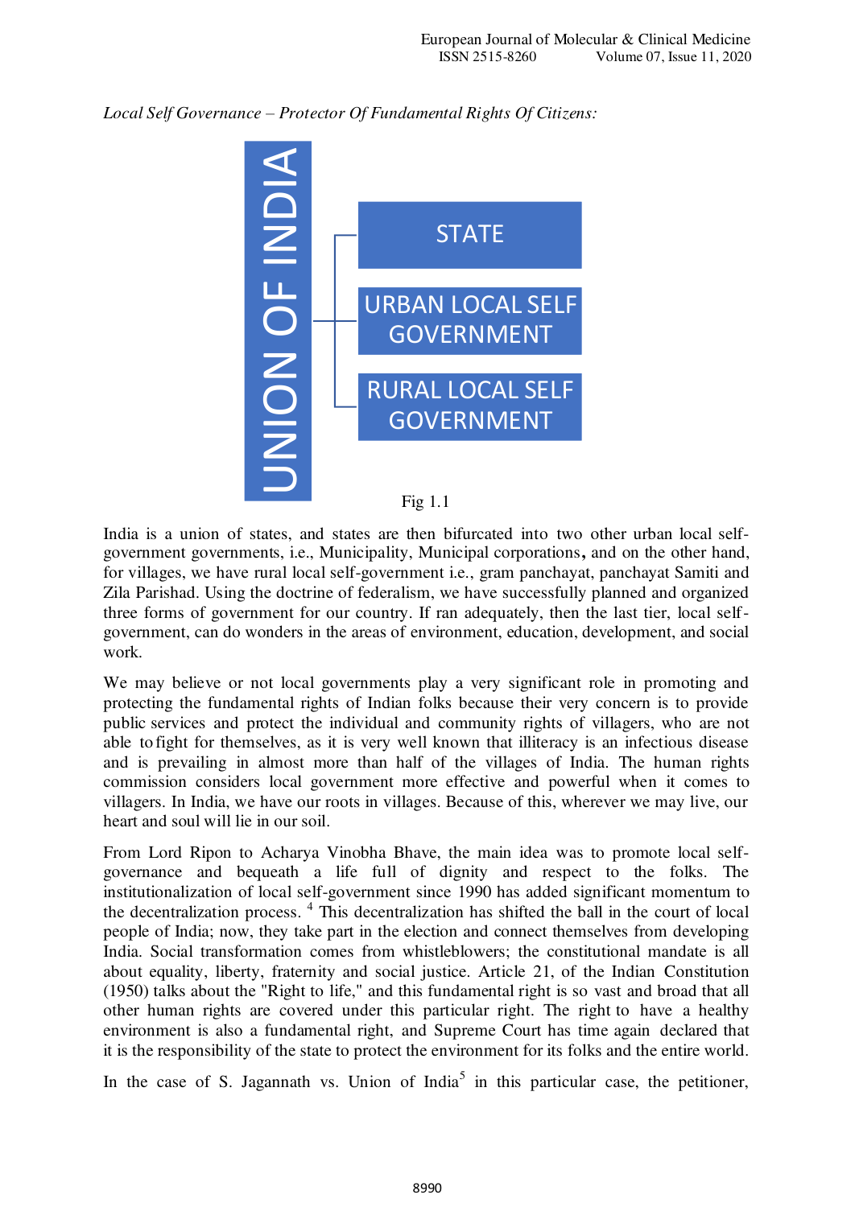*Local Self Governance – Protector Of Fundamental Rights Of Citizens:*

UNION OF INDIA

- STATE
- URBAN LOCAL SELF GOVERNMENT
- RURAL LOCAL SELF GOVERNMENT

Fig 1.1

India is a union of states, and states are then bifurcated into two other urban local self-government governments, i.e., Municipality, Municipal corporations**,** and on the other hand, for villages, we have rural local self-government i.e., gram panchayat, panchayat Samiti and Zila Parishad. Using the doctrine of federalism, we have successfully planned and organized three forms of government for our country. If ran adequately, then the last tier, local self-government, can do wonders in the areas of environment, education, development, and social work.

We may believe or not local governments play a very significant role in promoting and protecting the fundamental rights of Indian folks because their very concern is to provide public services and protect the individual and community rights of villagers, who are not able to fight for themselves, as it is very well known that illiteracy is an infectious disease and is prevailing in almost more than half of the villages of India. The human rights commission considers local government more effective and powerful when it comes to villagers. In India, we have our roots in villages. Because of this, wherever we may live, our heart and soul will lie in our soil.

From Lord Ripon to Acharya Vinobha Bhave, the main idea was to promote local self-governance and bequeath a life full of dignity and respect to the folks. The institutionalization of local self-government since 1990 has added significant momentum to the decentralization process. [4] This decentralization has shifted the ball in the court of local people of India; now, they take part in the election and connect themselves from developing India. Social transformation comes from whistleblowers; the constitutional mandate is all about equality, liberty, fraternity and social justice. Article 21, of the Indian Constitution (1950) talks about the "Right to life," and this fundamental right is so vast and broad that all other human rights are covered under this particular right. The right to have a healthy environment is also a fundamental right, and Supreme Court has time again declared that it is the responsibility of the state to protect the environment for its folks and the entire world.

In the case of S. Jagannath vs. Union of India[5] in this particular case, the petitioner,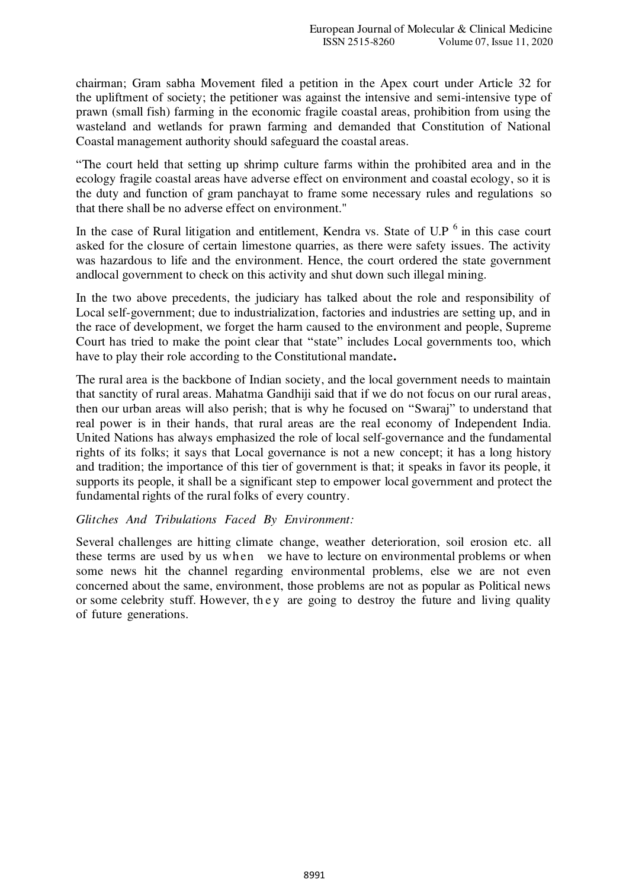chairman; Gram sabha Movement filed a petition in the Apex court under Article 32 for the upliftment of society; the petitioner was against the intensive and semi-intensive type of prawn (small fish) farming in the economic fragile coastal areas, prohibition from using the wasteland and wetlands for prawn farming and demanded that Constitution of National Coastal management authority should safeguard the coastal areas.

"The court held that setting up shrimp culture farms within the prohibited area and in the ecology fragile coastal areas have adverse effect on environment and coastal ecology, so it is the duty and function of gram panchayat to frame some necessary rules and regulations so that there shall be no adverse effect on environment."

In the case of Rural litigation and entitlement, Kendra vs. State of U.P [6] in this case court asked for the closure of certain limestone quarries, as there were safety issues. The activity was hazardous to life and the environment. Hence, the court ordered the state government andlocal government to check on this activity and shut down such illegal mining.

In the two above precedents, the judiciary has talked about the role and responsibility of Local self-government; due to industrialization, factories and industries are setting up, and in the race of development, we forget the harm caused to the environment and people, Supreme Court has tried to make the point clear that "state" includes Local governments too, which have to play their role according to the Constitutional mandate**.**

The rural area is the backbone of Indian society, and the local government needs to maintain that sanctity of rural areas. Mahatma Gandhiji said that if we do not focus on our rural areas, then our urban areas will also perish; that is why he focused on "Swaraj" to understand that real power is in their hands, that rural areas are the real economy of Independent India. United Nations has always emphasized the role of local self-governance and the fundamental rights of its folks; it says that Local governance is not a new concept; it has a long history and tradition; the importance of this tier of government is that; it speaks in favor its people, it supports its people, it shall be a significant step to empower local government and protect the fundamental rights of the rural folks of every country.

*Glitches And Tribulations Faced By Environment:*

Several challenges are hitting climate change, weather deterioration, soil erosion etc. all these terms are used by us when we have to lecture on environmental problems or when some news hit the channel regarding environmental problems, else we are not even concerned about the same, environment, those problems are not as popular as Political news or some celebrity stuff. However, they are going to destroy the future and living quality of future generations.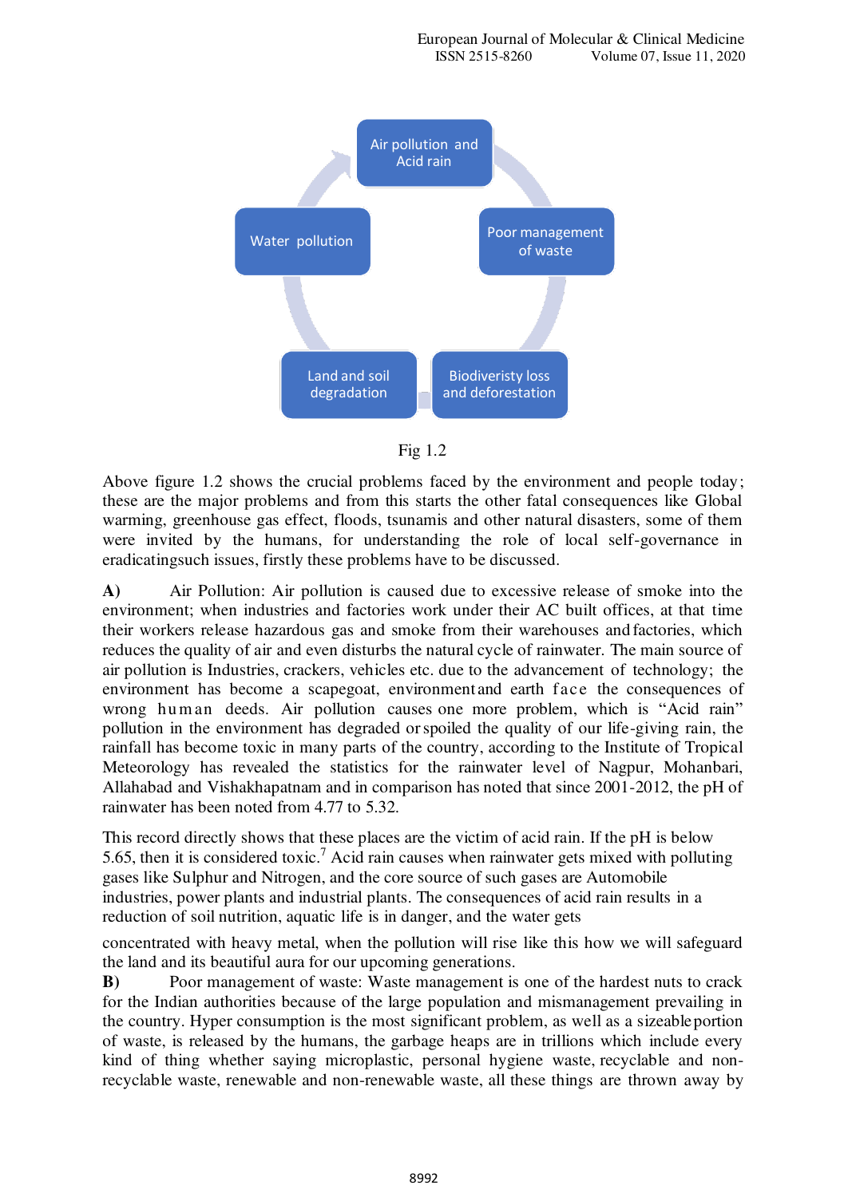Air pollution and Acid rain

Poor management of waste

Biodiveristy loss and deforestation

Land and soil degradation

Water pollution

Fig 1.2

Above figure 1.2 shows the crucial problems faced by the environment and people today; these are the major problems and from this starts the other fatal consequences like Global warming, greenhouse gas effect, floods, tsunamis and other natural disasters, some of them were invited by the humans, for understanding the role of local self-governance in eradicatingsuch issues, firstly these problems have to be discussed.

**A)** Air Pollution: Air pollution is caused due to excessive release of smoke into the environment; when industries and factories work under their AC built offices, at that time their workers release hazardous gas and smoke from their warehouses and factories, which reduces the quality of air and even disturbs the natural cycle of rainwater. The main source of air pollution is Industries, crackers, vehicles etc. due to the advancement of technology; the environment has become a scapegoat, environment and earth face the consequences of wrong human deeds. Air pollution causes one more problem, which is "Acid rain" pollution in the environment has degraded or spoiled the quality of our life-giving rain, the rainfall has become toxic in many parts of the country, according to the Institute of Tropical Meteorology has revealed the statistics for the rainwater level of Nagpur, Mohanbari, Allahabad and Vishakhapatnam and in comparison has noted that since 2001-2012, the pH of rainwater has been noted from 4.77 to 5.32.

This record directly shows that these places are the victim of acid rain. If the pH is below 5.65, then it is considered toxic.[7] Acid rain causes when rainwater gets mixed with polluting gases like Sulphur and Nitrogen, and the core source of such gases are Automobile industries, power plants and industrial plants. The consequences of acid rain results in a reduction of soil nutrition, aquatic life is in danger, and the water gets concentrated with heavy metal, when the pollution will rise like this how we will safeguard the land and its beautiful aura for our upcoming generations.

**B)** Poor management of waste: Waste management is one of the hardest nuts to crack for the Indian authorities because of the large population and mismanagement prevailing in the country. Hyper consumption is the most significant problem, as well as a sizeable portion of waste, is released by the humans, the garbage heaps are in trillions which include every kind of thing whether saying microplastic, personal hygiene waste, recyclable and non-recyclable waste, renewable and non-renewable waste, all these things are thrown away by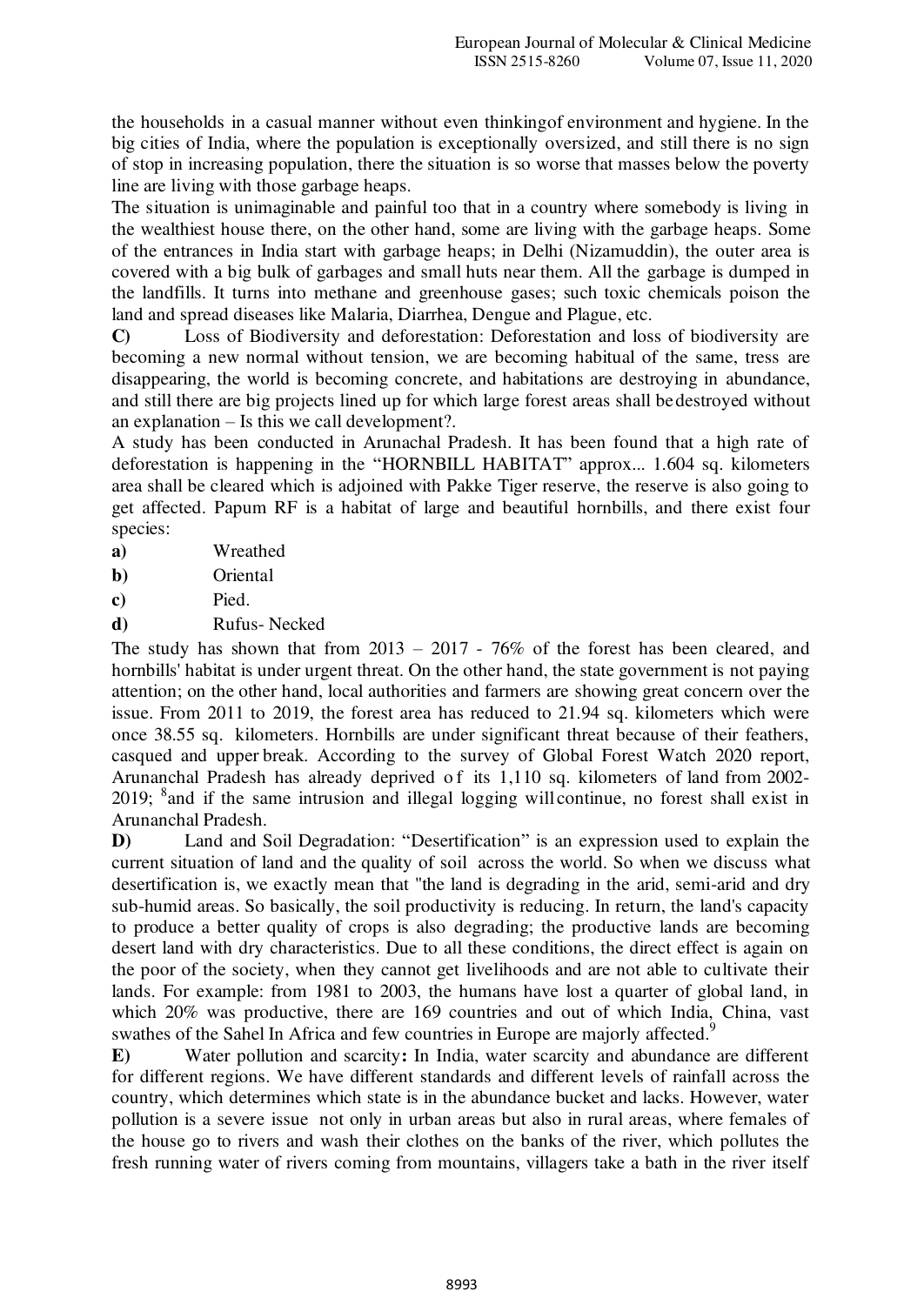the households in a casual manner without even thinkingof environment and hygiene. In the big cities of India, where the population is exceptionally oversized, and still there is no sign of stop in increasing population, there the situation is so worse that masses below the poverty line are living with those garbage heaps.

The situation is unimaginable and painful too that in a country where somebody is living in the wealthiest house there, on the other hand, some are living with the garbage heaps. Some of the entrances in India start with garbage heaps; in Delhi (Nizamuddin), the outer area is covered with a big bulk of garbages and small huts near them. All the garbage is dumped in the landfills. It turns into methane and greenhouse gases; such toxic chemicals poison the land and spread diseases like Malaria, Diarrhea, Dengue and Plague, etc.

**C)** Loss of Biodiversity and deforestation: Deforestation and loss of biodiversity are becoming a new normal without tension, we are becoming habitual of the same, tress are disappearing, the world is becoming concrete, and habitations are destroying in abundance, and still there are big projects lined up for which large forest areas shall be destroyed without an explanation – Is this we call development?.

A study has been conducted in Arunachal Pradesh. It has been found that a high rate of deforestation is happening in the "HORNBILL HABITAT" approx... 1.604 sq. kilometers area shall be cleared which is adjoined with Pakke Tiger reserve, the reserve is also going to get affected. Papum RF is a habitat of large and beautiful hornbills, and there exist four species:

**a)** Wreathed

**b)** Oriental

**c)** Pied.

**d)** Rufus- Necked

The study has shown that from 2013 – 2017 - 76% of the forest has been cleared, and hornbills' habitat is under urgent threat. On the other hand, the state government is not paying attention; on the other hand, local authorities and farmers are showing great concern over the issue. From 2011 to 2019, the forest area has reduced to 21.94 sq. kilometers which were once 38.55 sq. kilometers. Hornbills are under significant threat because of their feathers, casqued and upper break. According to the survey of Global Forest Watch 2020 report, Arunanchal Pradesh has already deprived of its 1,110 sq. kilometers of land from 2002-2019; [8]and if the same intrusion and illegal logging will continue, no forest shall exist in Arunanchal Pradesh.

**D)** Land and Soil Degradation: "Desertification" is an expression used to explain the current situation of land and the quality of soil across the world. So when we discuss what desertification is, we exactly mean that "the land is degrading in the arid, semi-arid and dry sub-humid areas. So basically, the soil productivity is reducing. In return, the land's capacity to produce a better quality of crops is also degrading; the productive lands are becoming desert land with dry characteristics. Due to all these conditions, the direct effect is again on the poor of the society, when they cannot get livelihoods and are not able to cultivate their lands. For example: from 1981 to 2003, the humans have lost a quarter of global land, in which 20% was productive, there are 169 countries and out of which India, China, vast swathes of the Sahel In Africa and few countries in Europe are majorly affected.[9]

**E)** Water pollution and scarcity**:** In India, water scarcity and abundance are different for different regions. We have different standards and different levels of rainfall across the country, which determines which state is in the abundance bucket and lacks. However, water pollution is a severe issue not only in urban areas but also in rural areas, where females of the house go to rivers and wash their clothes on the banks of the river, which pollutes the fresh running water of rivers coming from mountains, villagers take a bath in the river itself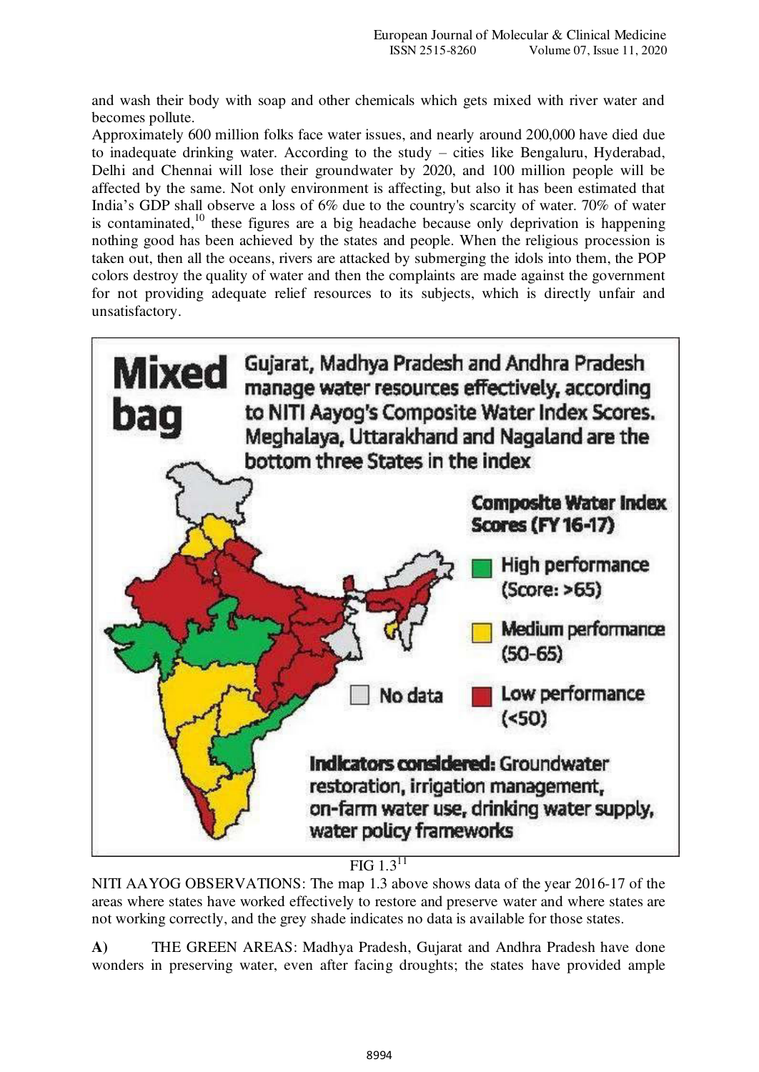and wash their body with soap and other chemicals which gets mixed with river water and becomes pollute.

Approximately 600 million folks face water issues, and nearly around 200,000 have died due to inadequate drinking water. According to the study – cities like Bengaluru, Hyderabad, Delhi and Chennai will lose their groundwater by 2020, and 100 million people will be affected by the same. Not only environment is affecting, but also it has been estimated that India's GDP shall observe a loss of 6% due to the country's scarcity of water. 70% of water is contaminated,[10] these figures are a big headache because only deprivation is happening nothing good has been achieved by the states and people. When the religious procession is taken out, then all the oceans, rivers are attacked by submerging the idols into them, the POP colors destroy the quality of water and then the complaints are made against the government for not providing adequate relief resources to its subjects, which is directly unfair and unsatisfactory.

**Mixed bag** Gujarat, Madhya Pradesh and Andhra Pradesh manage water resources effectively, according to NITI Aayog's Composite Water Index Scores. Meghalaya, Uttarakhand and Nagaland are the bottom three States in the index

**Composite Water Index Scores (FY 16-17)**

- High performance (Score: >65)
- Medium performance (50-65)
- Low performance (<50)
- No data

**Indicators considered:** Groundwater restoration, irrigation management, on-farm water use, drinking water supply, water policy frameworks

FIG 1.3[11]

NITI AAYOG OBSERVATIONS: The map 1.3 above shows data of the year 2016-17 of the areas where states have worked effectively to restore and preserve water and where states are not working correctly, and the grey shade indicates no data is available for those states.

**A)** THE GREEN AREAS: Madhya Pradesh, Gujarat and Andhra Pradesh have done wonders in preserving water, even after facing droughts; the states have provided ample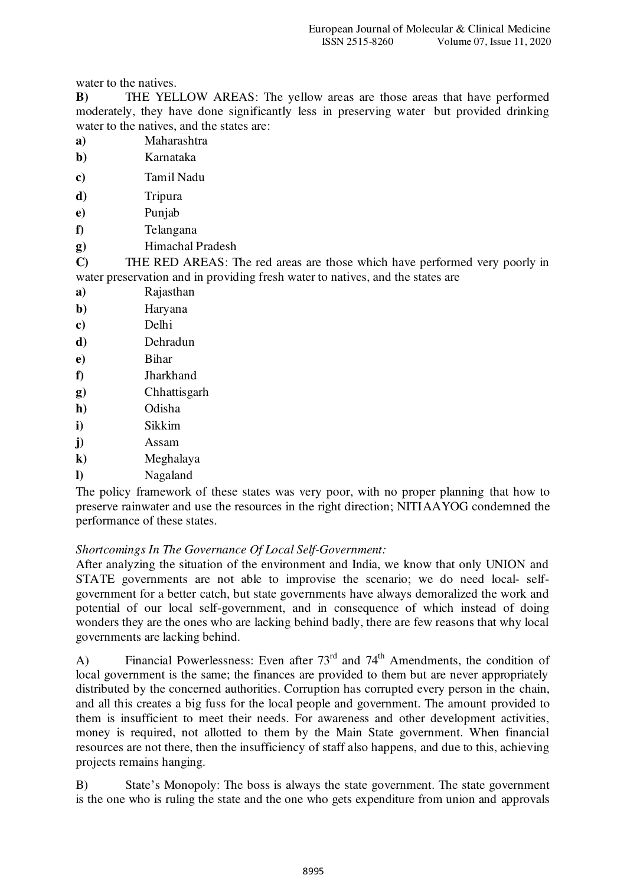water to the natives.

**B)** THE YELLOW AREAS: The yellow areas are those areas that have performed moderately, they have done significantly less in preserving water but provided drinking water to the natives, and the states are:

**a)** Maharashtra
**b)** Karnataka
**c)** Tamil Nadu
**d)** Tripura
**e)** Punjab
**f)** Telangana
**g)** Himachal Pradesh

**C)** THE RED AREAS: The red areas are those which have performed very poorly in water preservation and in providing fresh water to natives, and the states are

**a)** Rajasthan
**b)** Haryana
**c)** Delhi
**d)** Dehradun
**e)** Bihar
**f)** Jharkhand
**g)** Chhattisgarh
**h)** Odisha
**i)** Sikkim
**j)** Assam
**k)** Meghalaya
**l)** Nagaland

The policy framework of these states was very poor, with no proper planning that how to preserve rainwater and use the resources in the right direction; NITIAAYOG condemned the performance of these states.

*Shortcomings In The Governance Of Local Self-Government:*

After analyzing the situation of the environment and India, we know that only UNION and STATE governments are not able to improvise the scenario; we do need local- self-government for a better catch, but state governments have always demoralized the work and potential of our local self-government, and in consequence of which instead of doing wonders they are the ones who are lacking behind badly, there are few reasons that why local governments are lacking behind.

A) Financial Powerlessness: Even after 73rd and 74th Amendments, the condition of local government is the same; the finances are provided to them but are never appropriately distributed by the concerned authorities. Corruption has corrupted every person in the chain, and all this creates a big fuss for the local people and government. The amount provided to them is insufficient to meet their needs. For awareness and other development activities, money is required, not allotted to them by the Main State government. When financial resources are not there, then the insufficiency of staff also happens, and due to this, achieving projects remains hanging.

B) State's Monopoly: The boss is always the state government. The state government is the one who is ruling the state and the one who gets expenditure from union and approvals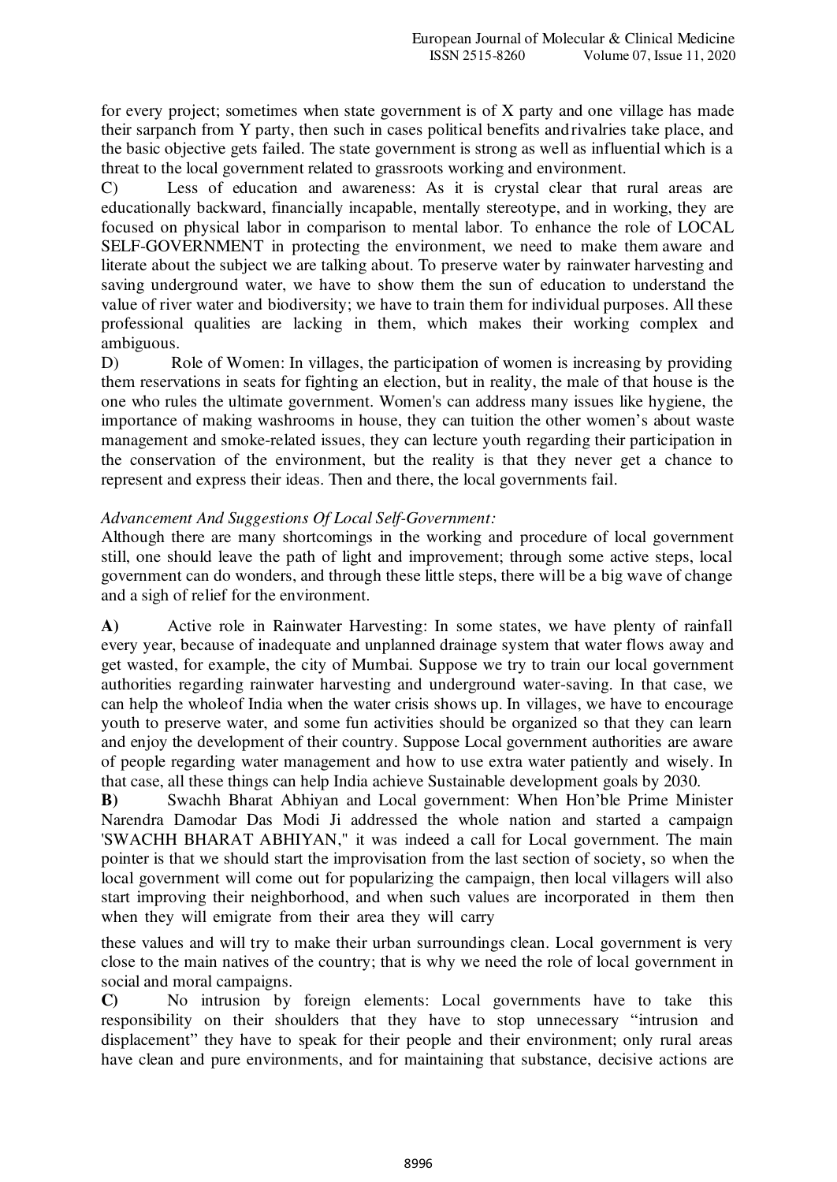for every project; sometimes when state government is of X party and one village has made their sarpanch from Y party, then such in cases political benefits and rivalries take place, and the basic objective gets failed. The state government is strong as well as influential which is a threat to the local government related to grassroots working and environment.

C) Less of education and awareness: As it is crystal clear that rural areas are educationally backward, financially incapable, mentally stereotype, and in working, they are focused on physical labor in comparison to mental labor. To enhance the role of LOCAL SELF-GOVERNMENT in protecting the environment, we need to make them aware and literate about the subject we are talking about. To preserve water by rainwater harvesting and saving underground water, we have to show them the sun of education to understand the value of river water and biodiversity; we have to train them for individual purposes. All these professional qualities are lacking in them, which makes their working complex and ambiguous.

D) Role of Women: In villages, the participation of women is increasing by providing them reservations in seats for fighting an election, but in reality, the male of that house is the one who rules the ultimate government. Women's can address many issues like hygiene, the importance of making washrooms in house, they can tuition the other women's about waste management and smoke-related issues, they can lecture youth regarding their participation in the conservation of the environment, but the reality is that they never get a chance to represent and express their ideas. Then and there, the local governments fail.

*Advancement And Suggestions Of Local Self-Government:*

Although there are many shortcomings in the working and procedure of local government still, one should leave the path of light and improvement; through some active steps, local government can do wonders, and through these little steps, there will be a big wave of change and a sigh of relief for the environment.

**A)** Active role in Rainwater Harvesting: In some states, we have plenty of rainfall every year, because of inadequate and unplanned drainage system that water flows away and get wasted, for example, the city of Mumbai. Suppose we try to train our local government authorities regarding rainwater harvesting and underground water-saving. In that case, we can help the whole of India when the water crisis shows up. In villages, we have to encourage youth to preserve water, and some fun activities should be organized so that they can learn and enjoy the development of their country. Suppose Local government authorities are aware of people regarding water management and how to use extra water patiently and wisely. In that case, all these things can help India achieve Sustainable development goals by 2030.

**B)** Swachh Bharat Abhiyan and Local government: When Hon'ble Prime Minister Narendra Damodar Das Modi Ji addressed the whole nation and started a campaign 'SWACHH BHARAT ABHIYAN," it was indeed a call for Local government. The main pointer is that we should start the improvisation from the last section of society, so when the local government will come out for popularizing the campaign, then local villagers will also start improving their neighborhood, and when such values are incorporated in them then when they will emigrate from their area they will carry these values and will try to make their urban surroundings clean. Local government is very close to the main natives of the country; that is why we need the role of local government in social and moral campaigns.

**C)** No intrusion by foreign elements: Local governments have to take this responsibility on their shoulders that they have to stop unnecessary "intrusion and displacement" they have to speak for their people and their environment; only rural areas have clean and pure environments, and for maintaining that substance, decisive actions are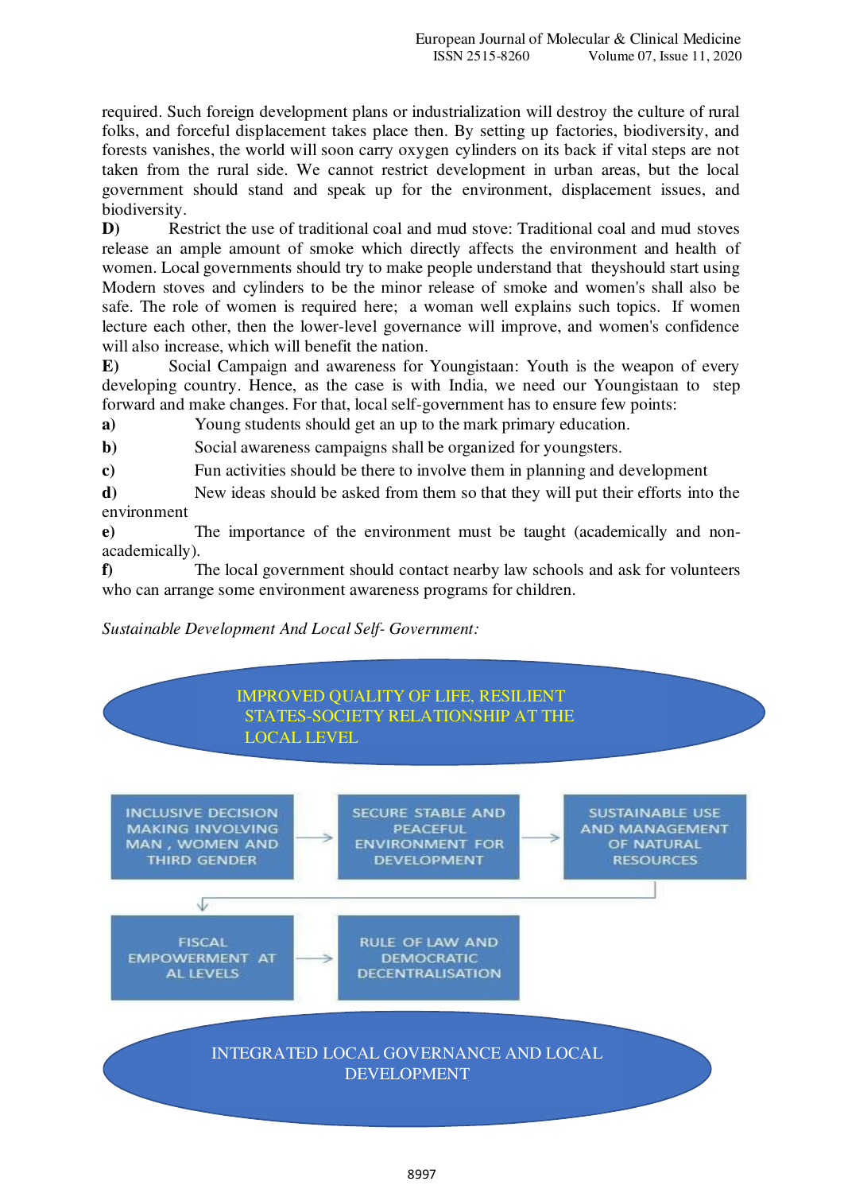required. Such foreign development plans or industrialization will destroy the culture of rural folks, and forceful displacement takes place then. By setting up factories, biodiversity, and forests vanishes, the world will soon carry oxygen cylinders on its back if vital steps are not taken from the rural side. We cannot restrict development in urban areas, but the local government should stand and speak up for the environment, displacement issues, and biodiversity.

**D)** Restrict the use of traditional coal and mud stove: Traditional coal and mud stoves release an ample amount of smoke which directly affects the environment and health of women. Local governments should try to make people understand that theyshould start using Modern stoves and cylinders to be the minor release of smoke and women's shall also be safe. The role of women is required here; a woman well explains such topics. If women lecture each other, then the lower-level governance will improve, and women's confidence will also increase, which will benefit the nation.

**E)** Social Campaign and awareness for Youngistaan: Youth is the weapon of every developing country. Hence, as the case is with India, we need our Youngistaan to step forward and make changes. For that, local self-government has to ensure few points:

**a)** Young students should get an up to the mark primary education.

**b)** Social awareness campaigns shall be organized for youngsters.

**c)** Fun activities should be there to involve them in planning and development

**d)** New ideas should be asked from them so that they will put their efforts into the environment

**e)** The importance of the environment must be taught (academically and non-academically).

**f)** The local government should contact nearby law schools and ask for volunteers who can arrange some environment awareness programs for children.

*Sustainable Development And Local Self- Government:*

IMPROVED QUALITY OF LIFE, RESILIENT STATES-SOCIETY RELATIONSHIP AT THE LOCAL LEVEL

INCLUSIVE DECISION MAKING INVOLVING MAN , WOMEN AND THIRD GENDER → SECURE STABLE AND PEACEFUL ENVIRONMENT FOR DEVELOPMENT → SUSTAINABLE USE AND MANAGEMENT OF NATURAL RESOURCES

FISCAL EMPOWERMENT AT AL LEVELS → RULE OF LAW AND DEMOCRATIC DECENTRALISATION

INTEGRATED LOCAL GOVERNANCE AND LOCAL DEVELOPMENT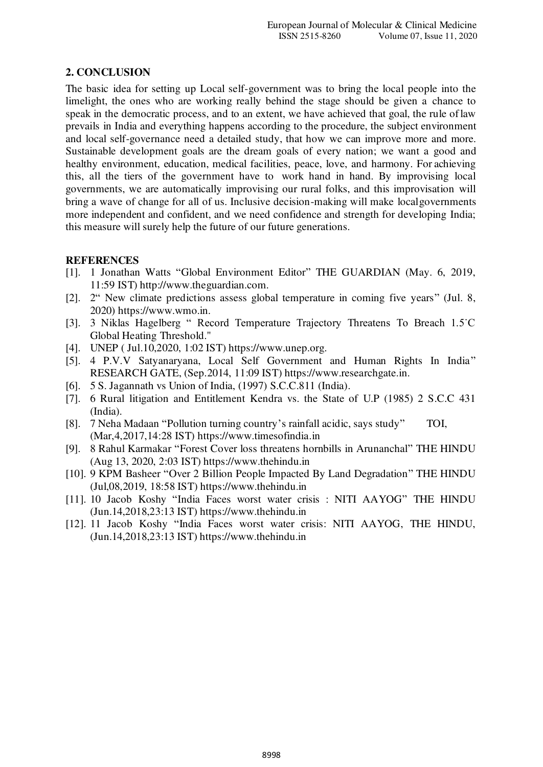## 2. CONCLUSION

The basic idea for setting up Local self-government was to bring the local people into the limelight, the ones who are working really behind the stage should be given a chance to speak in the democratic process, and to an extent, we have achieved that goal, the rule of law prevails in India and everything happens according to the procedure, the subject environment and local self-governance need a detailed study, that how we can improve more and more. Sustainable development goals are the dream goals of every nation; we want a good and healthy environment, education, medical facilities, peace, love, and harmony. For achieving this, all the tiers of the government have to work hand in hand. By improvising local governments, we are automatically improvising our rural folks, and this improvisation will bring a wave of change for all of us. Inclusive decision-making will make local governments more independent and confident, and we need confidence and strength for developing India; this measure will surely help the future of our future generations.

## REFERENCES

[1]. 1 Jonathan Watts "Global Environment Editor" THE GUARDIAN (May. 6, 2019, 11:59 IST) http://www.theguardian.com.

[2]. 2" New climate predictions assess global temperature in coming five years" (Jul. 8, 2020) https://www.wmo.in.

[3]. 3 Niklas Hagelberg " Record Temperature Trajectory Threatens To Breach 1.5˚C Global Heating Threshold."

[4]. UNEP ( Jul.10,2020, 1:02 IST) https://www.unep.org.

[5]. 4 P.V.V Satyanaryana, Local Self Government and Human Rights In India" RESEARCH GATE, (Sep.2014, 11:09 IST) https://www.researchgate.in.

[6]. 5 S. Jagannath vs Union of India, (1997) S.C.C.811 (India).

[7]. 6 Rural litigation and Entitlement Kendra vs. the State of U.P (1985) 2 S.C.C 431 (India).

[8]. 7 Neha Madaan "Pollution turning country's rainfall acidic, says study" TOI, (Mar,4,2017,14:28 IST) https://www.timesofindia.in

[9]. 8 Rahul Karmakar "Forest Cover loss threatens hornbills in Arunanchal" THE HINDU (Aug 13, 2020, 2:03 IST) https://www.thehindu.in

[10]. 9 KPM Basheer "Over 2 Billion People Impacted By Land Degradation" THE HINDU (Jul,08,2019, 18:58 IST) https://www.thehindu.in

[11]. 10 Jacob Koshy "India Faces worst water crisis : NITI AAYOG" THE HINDU (Jun.14,2018,23:13 IST) https://www.thehindu.in

[12]. 11 Jacob Koshy "India Faces worst water crisis: NITI AAYOG, THE HINDU, (Jun.14,2018,23:13 IST) https://www.thehindu.in